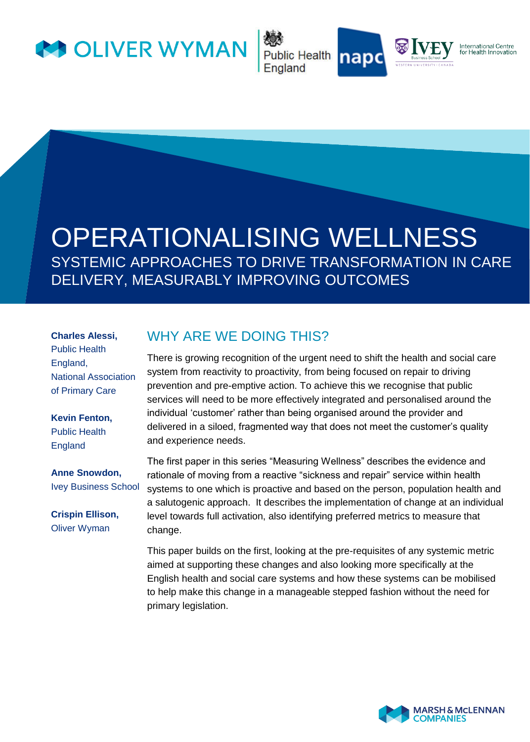OLIVER WYMAN | Public Health England | napc | Ivey Business School | International Centre for Health Innovation

# OPERATIONALISING WELLNESS

## SYSTEMIC APPROACHES TO DRIVE TRANSFORMATION IN CARE DELIVERY, MEASURABLY IMPROVING OUTCOMES

**Charles Alessi,**
Public Health England,
National Association of Primary Care

**Kevin Fenton,**
Public Health England

**Anne Snowdon,**
Ivey Business School

**Crispin Ellison,**
Oliver Wyman

## WHY ARE WE DOING THIS?

There is growing recognition of the urgent need to shift the health and social care system from reactivity to proactivity, from being focused on repair to driving prevention and pre-emptive action. To achieve this we recognise that public services will need to be more effectively integrated and personalised around the individual 'customer' rather than being organised around the provider and delivered in a siloed, fragmented way that does not meet the customer's quality and experience needs.

The first paper in this series "Measuring Wellness" describes the evidence and rationale of moving from a reactive "sickness and repair" service within health systems to one which is proactive and based on the person, population health and a salutogenic approach. It describes the implementation of change at an individual level towards full activation, also identifying preferred metrics to measure that change.

This paper builds on the first, looking at the pre-requisites of any systemic metric aimed at supporting these changes and also looking more specifically at the English health and social care systems and how these systems can be mobilised to help make this change in a manageable stepped fashion without the need for primary legislation.

MARSH & McLENNAN COMPANIES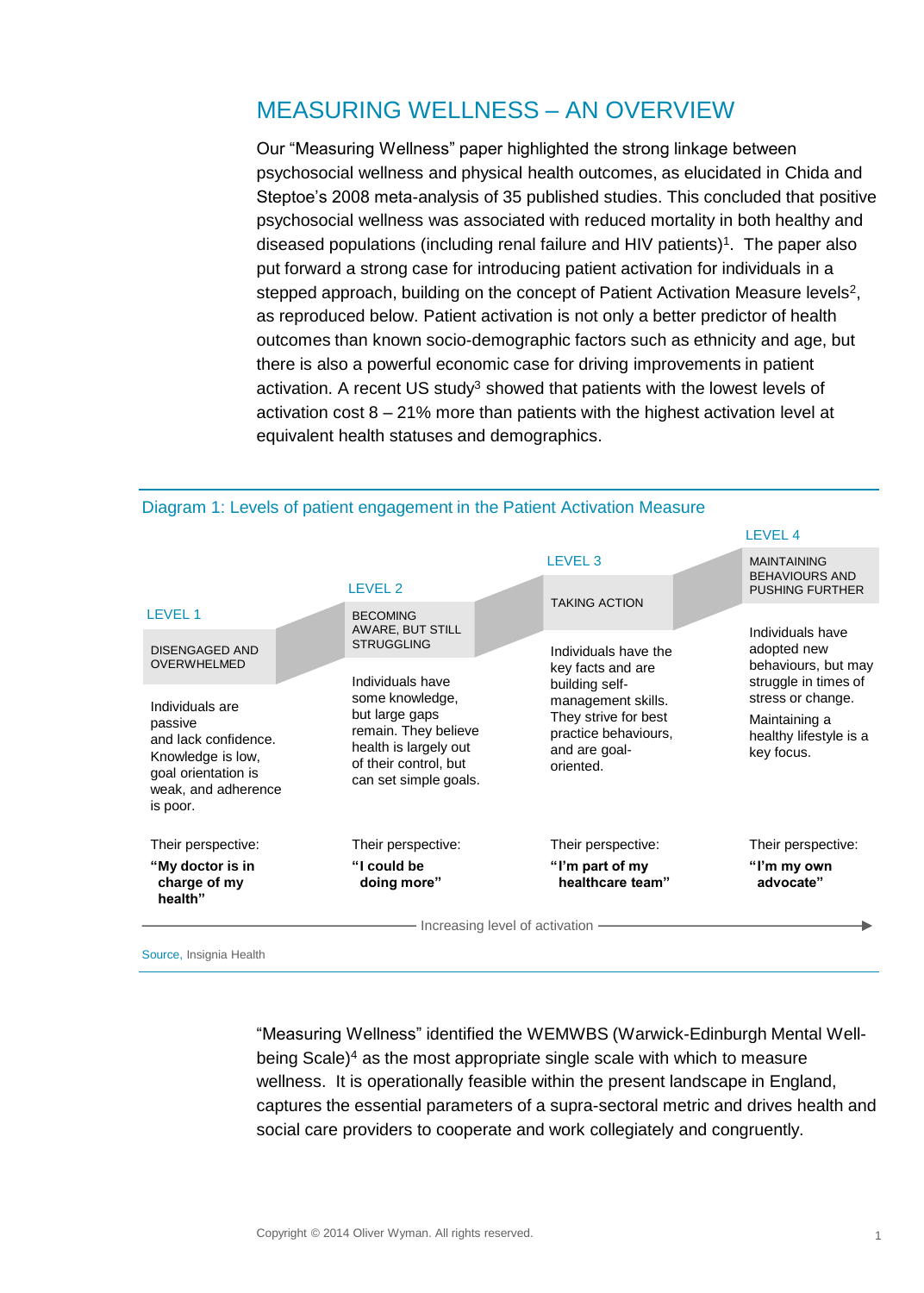# MEASURING WELLNESS – AN OVERVIEW

Our "Measuring Wellness" paper highlighted the strong linkage between psychosocial wellness and physical health outcomes, as elucidated in Chida and Steptoe's 2008 meta-analysis of 35 published studies. This concluded that positive psychosocial wellness was associated with reduced mortality in both healthy and diseased populations (including renal failure and HIV patients)[1]. The paper also put forward a strong case for introducing patient activation for individuals in a stepped approach, building on the concept of Patient Activation Measure levels[2], as reproduced below. Patient activation is not only a better predictor of health outcomes than known socio-demographic factors such as ethnicity and age, but there is also a powerful economic case for driving improvements in patient activation. A recent US study[3] showed that patients with the lowest levels of activation cost 8 – 21% more than patients with the highest activation level at equivalent health statuses and demographics.

## Diagram 1: Levels of patient engagement in the Patient Activation Measure

LEVEL 1

DISENGAGED AND OVERWHELMED

Individuals are passive and lack confidence. Knowledge is low, goal orientation is weak, and adherence is poor.

Their perspective:

**"My doctor is in charge of my health"**

LEVEL 2

BECOMING AWARE, BUT STILL STRUGGLING

Individuals have some knowledge, but large gaps remain. They believe health is largely out of their control, but can set simple goals.

Their perspective:

**"I could be doing more"**

LEVEL 3

TAKING ACTION

Individuals have the key facts and are building self-management skills. They strive for best practice behaviours, and are goal-oriented.

Their perspective:

**"I'm part of my healthcare team"**

LEVEL 4

MAINTAINING BEHAVIOURS AND PUSHING FURTHER

Individuals have adopted new behaviours, but may struggle in times of stress or change.

Maintaining a healthy lifestyle is a key focus.

Their perspective:

**"I'm my own advocate"**

Increasing level of activation

Source, Insignia Health

"Measuring Wellness" identified the WEMWBS (Warwick-Edinburgh Mental Well-being Scale)[4] as the most appropriate single scale with which to measure wellness. It is operationally feasible within the present landscape in England, captures the essential parameters of a supra-sectoral metric and drives health and social care providers to cooperate and work collegiately and congruently.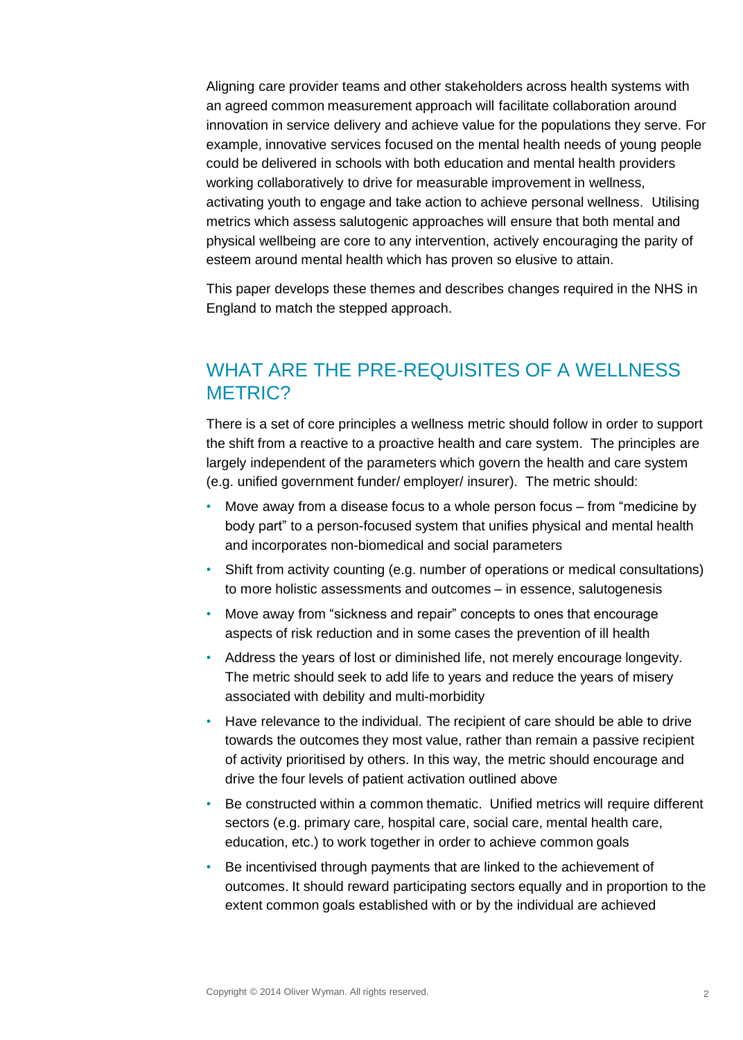Aligning care provider teams and other stakeholders across health systems with an agreed common measurement approach will facilitate collaboration around innovation in service delivery and achieve value for the populations they serve. For example, innovative services focused on the mental health needs of young people could be delivered in schools with both education and mental health providers working collaboratively to drive for measurable improvement in wellness, activating youth to engage and take action to achieve personal wellness. Utilising metrics which assess salutogenic approaches will ensure that both mental and physical wellbeing are core to any intervention, actively encouraging the parity of esteem around mental health which has proven so elusive to attain.

This paper develops these themes and describes changes required in the NHS in England to match the stepped approach.

## WHAT ARE THE PRE-REQUISITES OF A WELLNESS METRIC?

There is a set of core principles a wellness metric should follow in order to support the shift from a reactive to a proactive health and care system. The principles are largely independent of the parameters which govern the health and care system (e.g. unified government funder/ employer/ insurer). The metric should:

- Move away from a disease focus to a whole person focus – from "medicine by body part" to a person-focused system that unifies physical and mental health and incorporates non-biomedical and social parameters
- Shift from activity counting (e.g. number of operations or medical consultations) to more holistic assessments and outcomes – in essence, salutogenesis
- Move away from "sickness and repair" concepts to ones that encourage aspects of risk reduction and in some cases the prevention of ill health
- Address the years of lost or diminished life, not merely encourage longevity. The metric should seek to add life to years and reduce the years of misery associated with debility and multi-morbidity
- Have relevance to the individual. The recipient of care should be able to drive towards the outcomes they most value, rather than remain a passive recipient of activity prioritised by others. In this way, the metric should encourage and drive the four levels of patient activation outlined above
- Be constructed within a common thematic. Unified metrics will require different sectors (e.g. primary care, hospital care, social care, mental health care, education, etc.) to work together in order to achieve common goals
- Be incentivised through payments that are linked to the achievement of outcomes. It should reward participating sectors equally and in proportion to the extent common goals established with or by the individual are achieved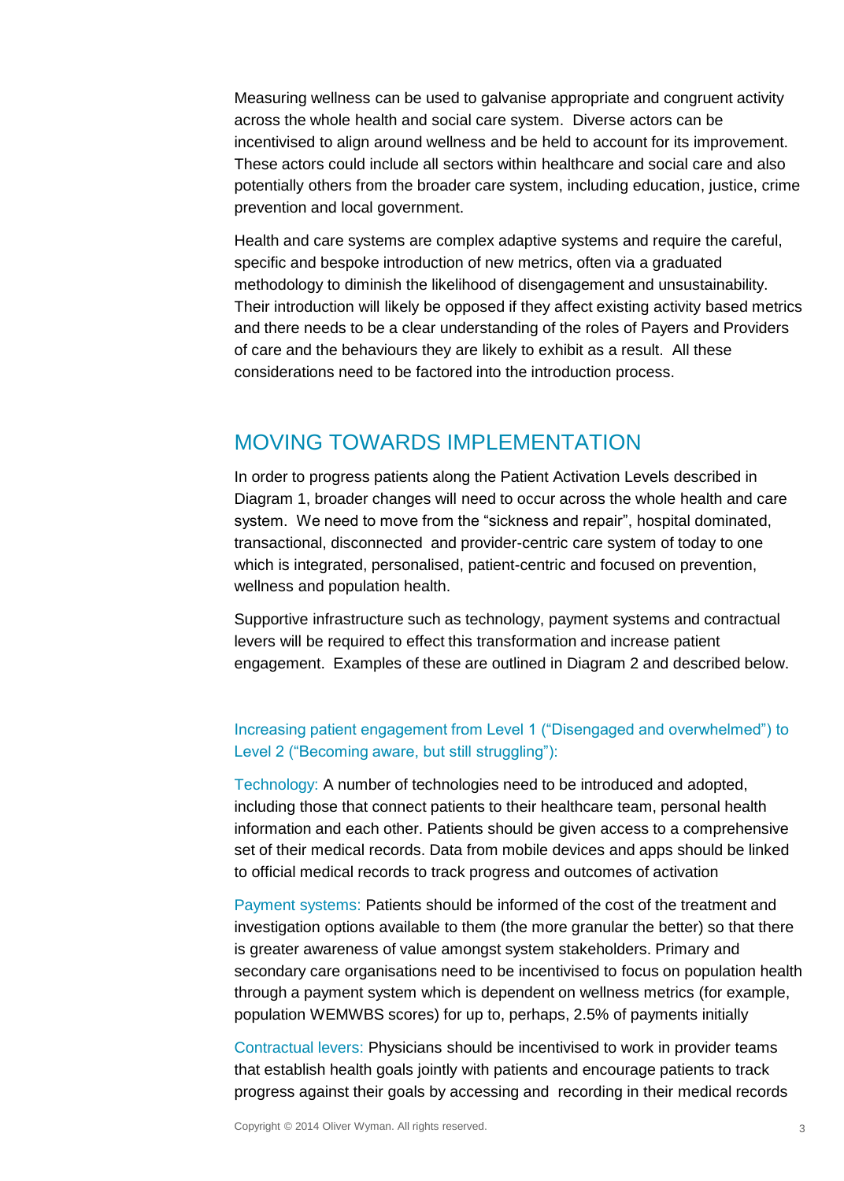Measuring wellness can be used to galvanise appropriate and congruent activity across the whole health and social care system. Diverse actors can be incentivised to align around wellness and be held to account for its improvement. These actors could include all sectors within healthcare and social care and also potentially others from the broader care system, including education, justice, crime prevention and local government.

Health and care systems are complex adaptive systems and require the careful, specific and bespoke introduction of new metrics, often via a graduated methodology to diminish the likelihood of disengagement and unsustainability. Their introduction will likely be opposed if they affect existing activity based metrics and there needs to be a clear understanding of the roles of Payers and Providers of care and the behaviours they are likely to exhibit as a result. All these considerations need to be factored into the introduction process.

## MOVING TOWARDS IMPLEMENTATION

In order to progress patients along the Patient Activation Levels described in Diagram 1, broader changes will need to occur across the whole health and care system. We need to move from the "sickness and repair", hospital dominated, transactional, disconnected and provider-centric care system of today to one which is integrated, personalised, patient-centric and focused on prevention, wellness and population health.

Supportive infrastructure such as technology, payment systems and contractual levers will be required to effect this transformation and increase patient engagement. Examples of these are outlined in Diagram 2 and described below.

### Increasing patient engagement from Level 1 ("Disengaged and overwhelmed") to Level 2 ("Becoming aware, but still struggling"):

Technology: A number of technologies need to be introduced and adopted, including those that connect patients to their healthcare team, personal health information and each other. Patients should be given access to a comprehensive set of their medical records. Data from mobile devices and apps should be linked to official medical records to track progress and outcomes of activation

Payment systems: Patients should be informed of the cost of the treatment and investigation options available to them (the more granular the better) so that there is greater awareness of value amongst system stakeholders. Primary and secondary care organisations need to be incentivised to focus on population health through a payment system which is dependent on wellness metrics (for example, population WEMWBS scores) for up to, perhaps, 2.5% of payments initially

Contractual levers: Physicians should be incentivised to work in provider teams that establish health goals jointly with patients and encourage patients to track progress against their goals by accessing and recording in their medical records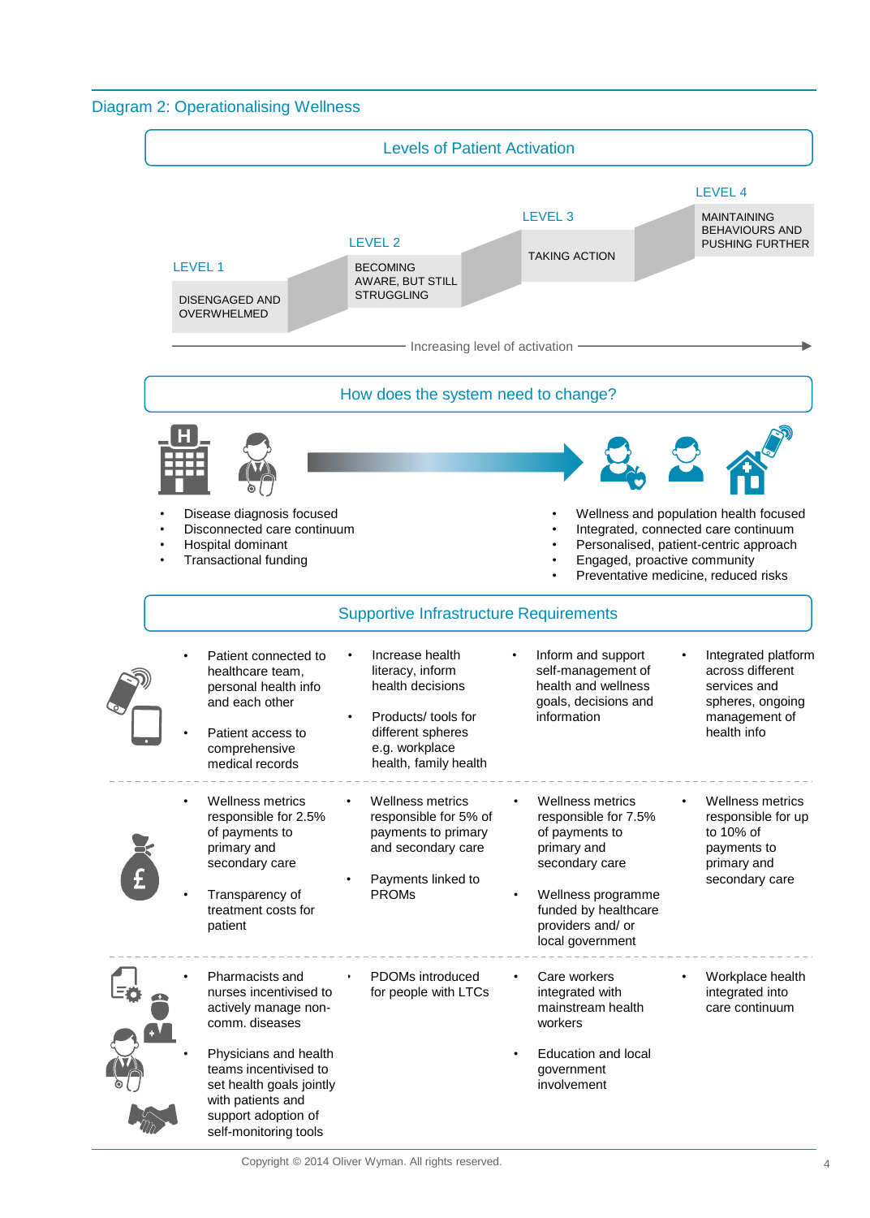## Diagram 2: Operationalising Wellness

### Levels of Patient Activation

LEVEL 1
DISENGAGED AND OVERWHELMED

LEVEL 2
BECOMING AWARE, BUT STILL STRUGGLING

LEVEL 3
TAKING ACTION

LEVEL 4
MAINTAINING BEHAVIOURS AND PUSHING FURTHER

Increasing level of activation

### How does the system need to change?

- Disease diagnosis focused
- Disconnected care continuum
- Hospital dominant
- Transactional funding

- Wellness and population health focused
- Integrated, connected care continuum
- Personalised, patient-centric approach
- Engaged, proactive community
- Preventative medicine, reduced risks

### Supportive Infrastructure Requirements

| | | | |
|---|---|---|---|
| • Patient connected to healthcare team, personal health info and each other<br>• Patient access to comprehensive medical records | • Increase health literacy, inform health decisions<br>• Products/ tools for different spheres e.g. workplace health, family health | • Inform and support self-management of health and wellness goals, decisions and information | • Integrated platform across different services and spheres, ongoing management of health info |
| • Wellness metrics responsible for 2.5% of payments to primary and secondary care<br>• Transparency of treatment costs for patient | • Wellness metrics responsible for 5% of payments to primary and secondary care<br>• Payments linked to PROMs | • Wellness metrics responsible for 7.5% of payments to primary and secondary care<br>• Wellness programme funded by healthcare providers and/ or local government | • Wellness metrics responsible for up to 10% of payments to primary and secondary care |
| • Pharmacists and nurses incentivised to actively manage non-comm. diseases<br>• Physicians and health teams incentivised to set health goals jointly with patients and support adoption of self-monitoring tools | • PDOMs introduced for people with LTCs | • Care workers integrated with mainstream health workers<br>• Education and local government involvement | • Workplace health integrated into care continuum |

Copyright © 2014 Oliver Wyman. All rights reserved.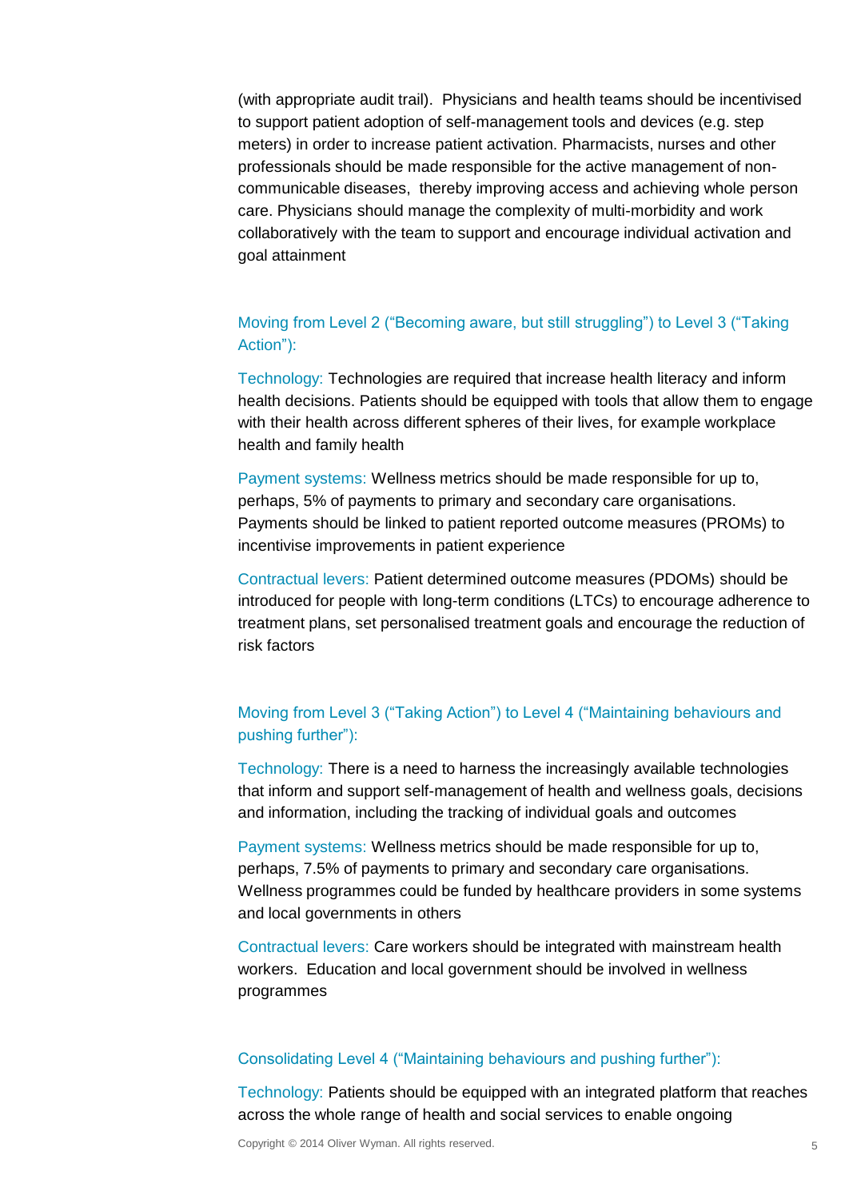(with appropriate audit trail). Physicians and health teams should be incentivised to support patient adoption of self-management tools and devices (e.g. step meters) in order to increase patient activation. Pharmacists, nurses and other professionals should be made responsible for the active management of non-communicable diseases, thereby improving access and achieving whole person care. Physicians should manage the complexity of multi-morbidity and work collaboratively with the team to support and encourage individual activation and goal attainment

### Moving from Level 2 ("Becoming aware, but still struggling") to Level 3 ("Taking Action"):

Technology: Technologies are required that increase health literacy and inform health decisions. Patients should be equipped with tools that allow them to engage with their health across different spheres of their lives, for example workplace health and family health

Payment systems: Wellness metrics should be made responsible for up to, perhaps, 5% of payments to primary and secondary care organisations. Payments should be linked to patient reported outcome measures (PROMs) to incentivise improvements in patient experience

Contractual levers: Patient determined outcome measures (PDOMs) should be introduced for people with long-term conditions (LTCs) to encourage adherence to treatment plans, set personalised treatment goals and encourage the reduction of risk factors

### Moving from Level 3 ("Taking Action") to Level 4 ("Maintaining behaviours and pushing further"):

Technology: There is a need to harness the increasingly available technologies that inform and support self-management of health and wellness goals, decisions and information, including the tracking of individual goals and outcomes

Payment systems: Wellness metrics should be made responsible for up to, perhaps, 7.5% of payments to primary and secondary care organisations. Wellness programmes could be funded by healthcare providers in some systems and local governments in others

Contractual levers: Care workers should be integrated with mainstream health workers. Education and local government should be involved in wellness programmes

### Consolidating Level 4 ("Maintaining behaviours and pushing further"):

Technology: Patients should be equipped with an integrated platform that reaches across the whole range of health and social services to enable ongoing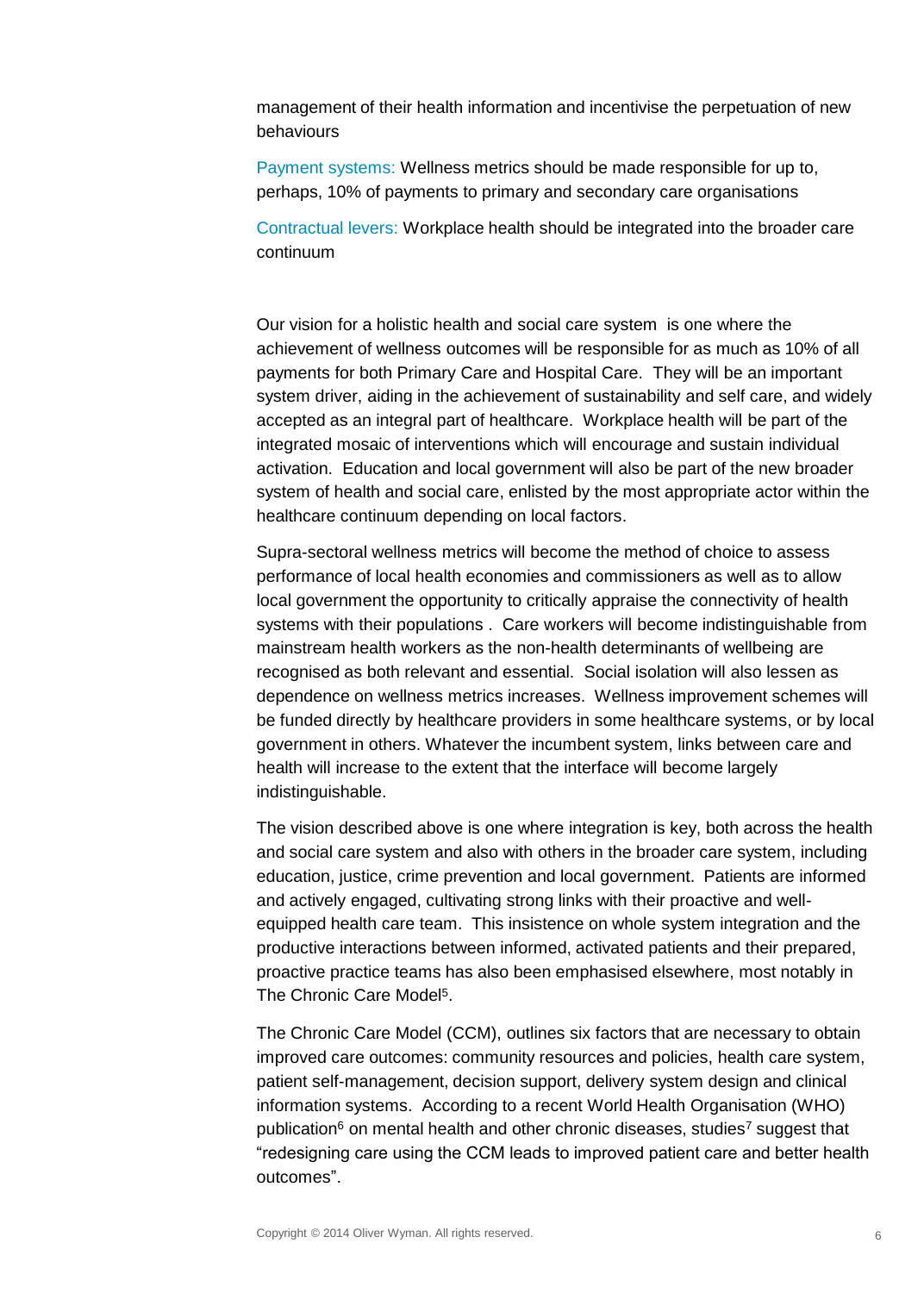management of their health information and incentivise the perpetuation of new behaviours

Payment systems: Wellness metrics should be made responsible for up to, perhaps, 10% of payments to primary and secondary care organisations

Contractual levers: Workplace health should be integrated into the broader care continuum

Our vision for a holistic health and social care system is one where the achievement of wellness outcomes will be responsible for as much as 10% of all payments for both Primary Care and Hospital Care. They will be an important system driver, aiding in the achievement of sustainability and self care, and widely accepted as an integral part of healthcare. Workplace health will be part of the integrated mosaic of interventions which will encourage and sustain individual activation. Education and local government will also be part of the new broader system of health and social care, enlisted by the most appropriate actor within the healthcare continuum depending on local factors.

Supra-sectoral wellness metrics will become the method of choice to assess performance of local health economies and commissioners as well as to allow local government the opportunity to critically appraise the connectivity of health systems with their populations . Care workers will become indistinguishable from mainstream health workers as the non-health determinants of wellbeing are recognised as both relevant and essential. Social isolation will also lessen as dependence on wellness metrics increases. Wellness improvement schemes will be funded directly by healthcare providers in some healthcare systems, or by local government in others. Whatever the incumbent system, links between care and health will increase to the extent that the interface will become largely indistinguishable.

The vision described above is one where integration is key, both across the health and social care system and also with others in the broader care system, including education, justice, crime prevention and local government. Patients are informed and actively engaged, cultivating strong links with their proactive and well-equipped health care team. This insistence on whole system integration and the productive interactions between informed, activated patients and their prepared, proactive practice teams has also been emphasised elsewhere, most notably in The Chronic Care Model[5].

The Chronic Care Model (CCM), outlines six factors that are necessary to obtain improved care outcomes: community resources and policies, health care system, patient self-management, decision support, delivery system design and clinical information systems. According to a recent World Health Organisation (WHO) publication[6] on mental health and other chronic diseases, studies[7] suggest that "redesigning care using the CCM leads to improved patient care and better health outcomes".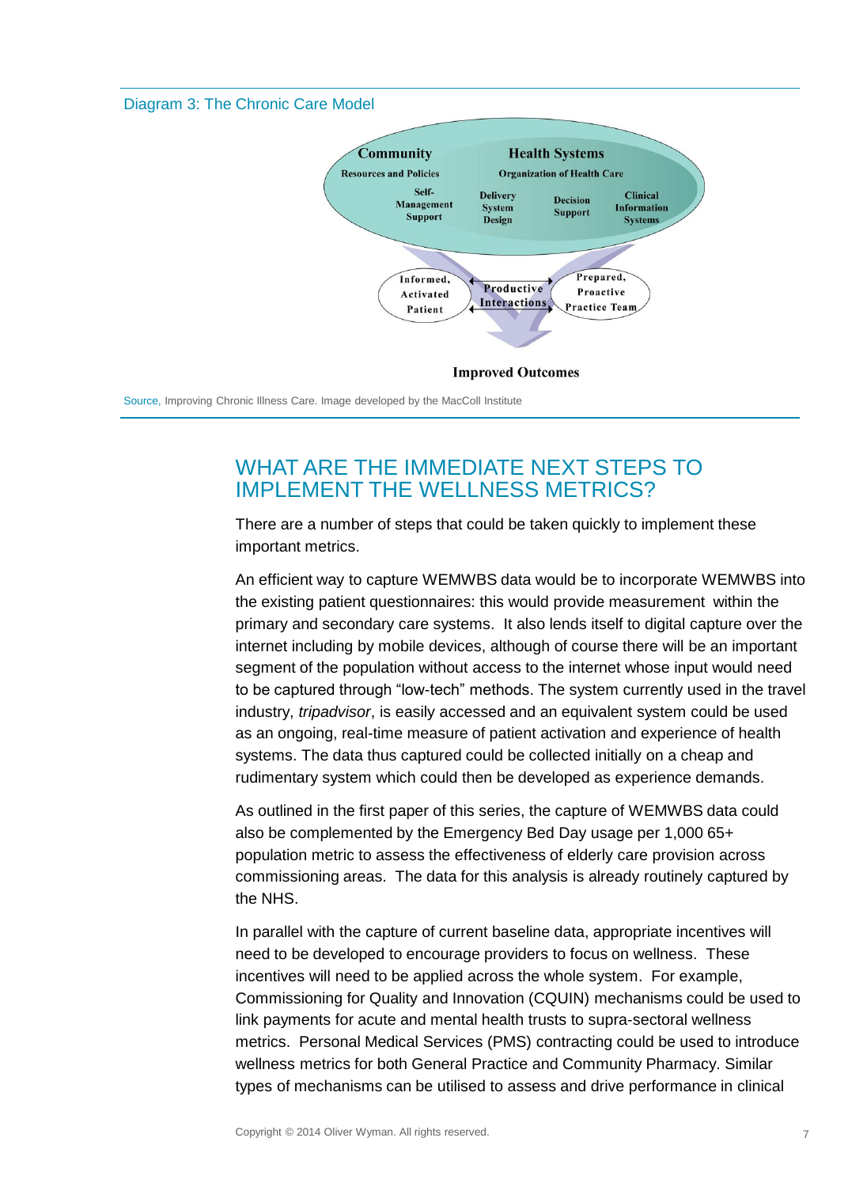Diagram 3: The Chronic Care Model

Community

Resources and Policies

Self-Management Support

Health Systems

Organization of Health Care

Delivery System Design

Decision Support

Clinical Information Systems

Informed, Activated Patient

Productive Interactions

Prepared, Proactive Practice Team

Improved Outcomes

Source, Improving Chronic Illness Care. Image developed by the MacColl Institute

## WHAT ARE THE IMMEDIATE NEXT STEPS TO IMPLEMENT THE WELLNESS METRICS?

There are a number of steps that could be taken quickly to implement these important metrics.

An efficient way to capture WEMWBS data would be to incorporate WEMWBS into the existing patient questionnaires: this would provide measurement within the primary and secondary care systems. It also lends itself to digital capture over the internet including by mobile devices, although of course there will be an important segment of the population without access to the internet whose input would need to be captured through "low-tech" methods. The system currently used in the travel industry, *tripadvisor*, is easily accessed and an equivalent system could be used as an ongoing, real-time measure of patient activation and experience of health systems. The data thus captured could be collected initially on a cheap and rudimentary system which could then be developed as experience demands.

As outlined in the first paper of this series, the capture of WEMWBS data could also be complemented by the Emergency Bed Day usage per 1,000 65+ population metric to assess the effectiveness of elderly care provision across commissioning areas. The data for this analysis is already routinely captured by the NHS.

In parallel with the capture of current baseline data, appropriate incentives will need to be developed to encourage providers to focus on wellness. These incentives will need to be applied across the whole system. For example, Commissioning for Quality and Innovation (CQUIN) mechanisms could be used to link payments for acute and mental health trusts to supra-sectoral wellness metrics. Personal Medical Services (PMS) contracting could be used to introduce wellness metrics for both General Practice and Community Pharmacy. Similar types of mechanisms can be utilised to assess and drive performance in clinical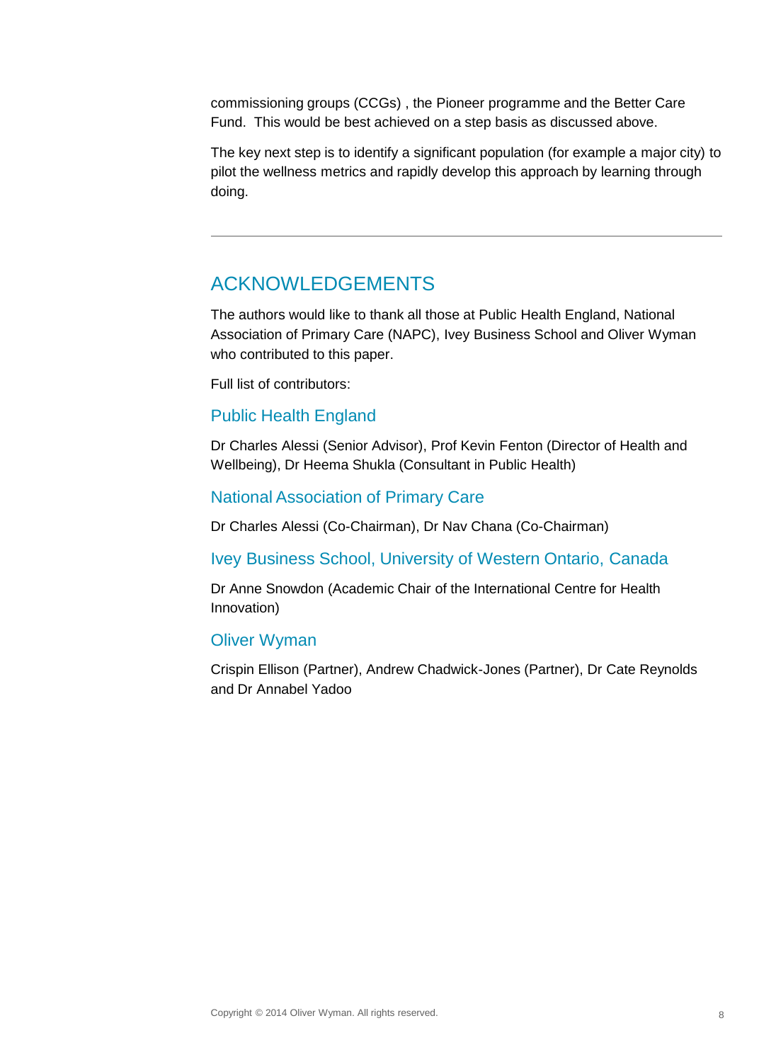commissioning groups (CCGs) , the Pioneer programme and the Better Care Fund. This would be best achieved on a step basis as discussed above.

The key next step is to identify a significant population (for example a major city) to pilot the wellness metrics and rapidly develop this approach by learning through doing.

---

## ACKNOWLEDGEMENTS

The authors would like to thank all those at Public Health England, National Association of Primary Care (NAPC), Ivey Business School and Oliver Wyman who contributed to this paper.

Full list of contributors:

### Public Health England

Dr Charles Alessi (Senior Advisor), Prof Kevin Fenton (Director of Health and Wellbeing), Dr Heema Shukla (Consultant in Public Health)

### National Association of Primary Care

Dr Charles Alessi (Co-Chairman), Dr Nav Chana (Co-Chairman)

### Ivey Business School, University of Western Ontario, Canada

Dr Anne Snowdon (Academic Chair of the International Centre for Health Innovation)

### Oliver Wyman

Crispin Ellison (Partner), Andrew Chadwick-Jones (Partner), Dr Cate Reynolds and Dr Annabel Yadoo

Copyright © 2014 Oliver Wyman. All rights reserved.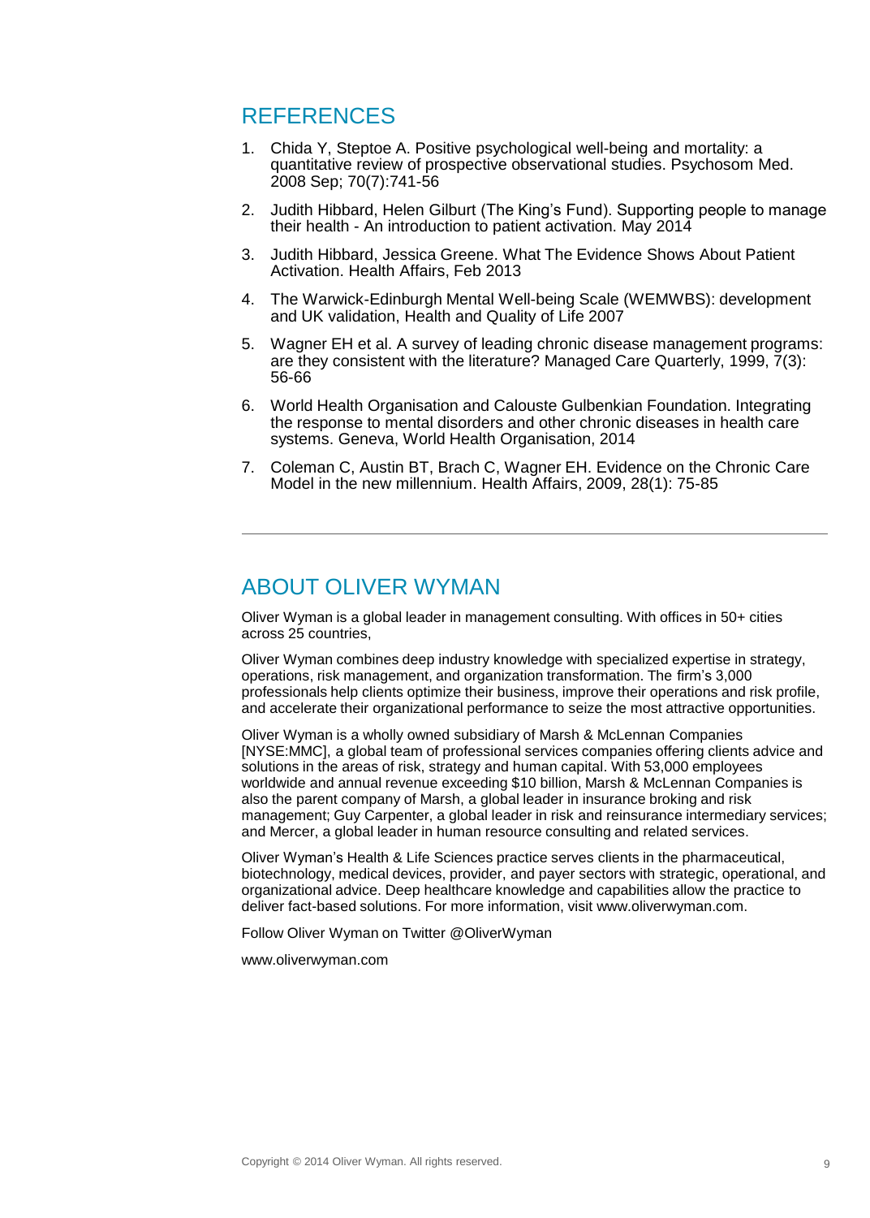## REFERENCES

1. Chida Y, Steptoe A. Positive psychological well-being and mortality: a quantitative review of prospective observational studies. Psychosom Med. 2008 Sep; 70(7):741-56
2. Judith Hibbard, Helen Gilburt (The King's Fund). Supporting people to manage their health - An introduction to patient activation. May 2014
3. Judith Hibbard, Jessica Greene. What The Evidence Shows About Patient Activation. Health Affairs, Feb 2013
4. The Warwick-Edinburgh Mental Well-being Scale (WEMWBS): development and UK validation, Health and Quality of Life 2007
5. Wagner EH et al. A survey of leading chronic disease management programs: are they consistent with the literature? Managed Care Quarterly, 1999, 7(3): 56-66
6. World Health Organisation and Calouste Gulbenkian Foundation. Integrating the response to mental disorders and other chronic diseases in health care systems. Geneva, World Health Organisation, 2014
7. Coleman C, Austin BT, Brach C, Wagner EH. Evidence on the Chronic Care Model in the new millennium. Health Affairs, 2009, 28(1): 75-85

---

## ABOUT OLIVER WYMAN

Oliver Wyman is a global leader in management consulting. With offices in 50+ cities across 25 countries,

Oliver Wyman combines deep industry knowledge with specialized expertise in strategy, operations, risk management, and organization transformation. The firm's 3,000 professionals help clients optimize their business, improve their operations and risk profile, and accelerate their organizational performance to seize the most attractive opportunities.

Oliver Wyman is a wholly owned subsidiary of Marsh & McLennan Companies [NYSE:MMC], a global team of professional services companies offering clients advice and solutions in the areas of risk, strategy and human capital. With 53,000 employees worldwide and annual revenue exceeding $10 billion, Marsh & McLennan Companies is also the parent company of Marsh, a global leader in insurance broking and risk management; Guy Carpenter, a global leader in risk and reinsurance intermediary services; and Mercer, a global leader in human resource consulting and related services.

Oliver Wyman's Health & Life Sciences practice serves clients in the pharmaceutical, biotechnology, medical devices, provider, and payer sectors with strategic, operational, and organizational advice. Deep healthcare knowledge and capabilities allow the practice to deliver fact-based solutions. For more information, visit www.oliverwyman.com.

Follow Oliver Wyman on Twitter @OliverWyman

www.oliverwyman.com

Copyright © 2014 Oliver Wyman. All rights reserved.